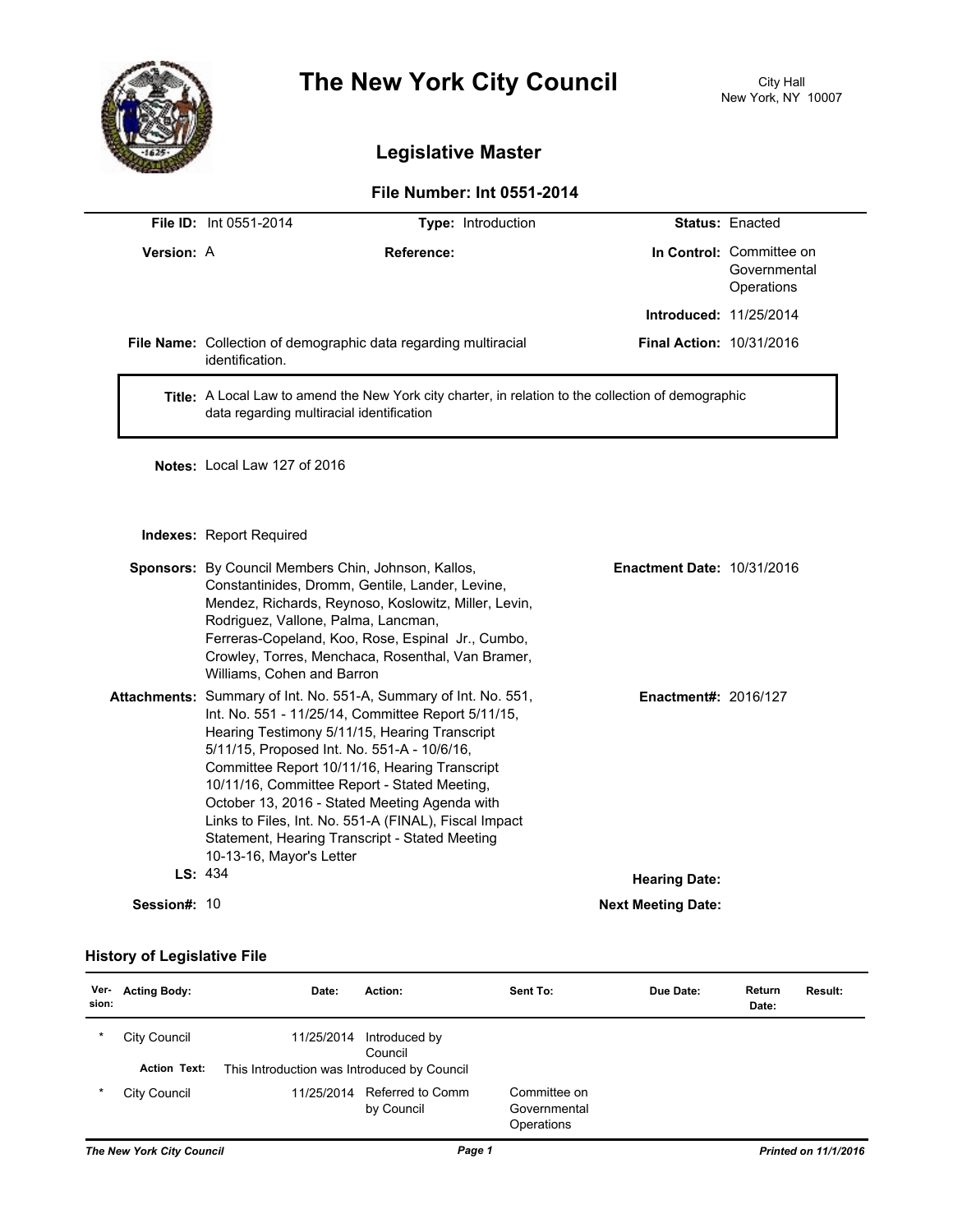# The New York City Council

City Hall
New York, NY 10007

## Legislative Master

### File Number: Int 0551-2014

**File ID:** Int 0551-2014 **Type:** Introduction **Status:** Enacted

**Version:** A **Reference:** **In Control:** Committee on Governmental Operations

**Introduced:** 11/25/2014

**File Name:** Collection of demographic data regarding multiracial identification. **Final Action:** 10/31/2016

**Title:** A Local Law to amend the New York city charter, in relation to the collection of demographic data regarding multiracial identification

**Notes:** Local Law 127 of 2016

**Indexes:** Report Required

**Sponsors:** By Council Members Chin, Johnson, Kallos, Constantinides, Dromm, Gentile, Lander, Levine, Mendez, Richards, Reynoso, Koslowitz, Miller, Levin, Rodriguez, Vallone, Palma, Lancman, Ferreras-Copeland, Koo, Rose, Espinal Jr., Cumbo, Crowley, Torres, Menchaca, Rosenthal, Van Bramer, Williams, Cohen and Barron

**Enactment Date:** 10/31/2016

**Attachments:** Summary of Int. No. 551-A, Summary of Int. No. 551, Int. No. 551 - 11/25/14, Committee Report 5/11/15, Hearing Testimony 5/11/15, Hearing Transcript 5/11/15, Proposed Int. No. 551-A - 10/6/16, Committee Report 10/11/16, Hearing Transcript 10/11/16, Committee Report - Stated Meeting, October 13, 2016 - Stated Meeting Agenda with Links to Files, Int. No. 551-A (FINAL), Fiscal Impact Statement, Hearing Transcript - Stated Meeting 10-13-16, Mayor's Letter

**Enactment#:** 2016/127

**LS:** 434 **Hearing Date:**

**Session#:** 10 **Next Meeting Date:**

### History of Legislative File

| Ver-sion: | Acting Body: | Date: | Action: | Sent To: | Due Date: | Return Date: | Result: |
|---|---|---|---|---|---|---|---|
| * | City Council | 11/25/2014 | Introduced by Council | | | | |
| | **Action Text:** | This Introduction was Introduced by Council | | | | | |
| * | City Council | 11/25/2014 | Referred to Comm by Council | Committee on Governmental Operations | | | |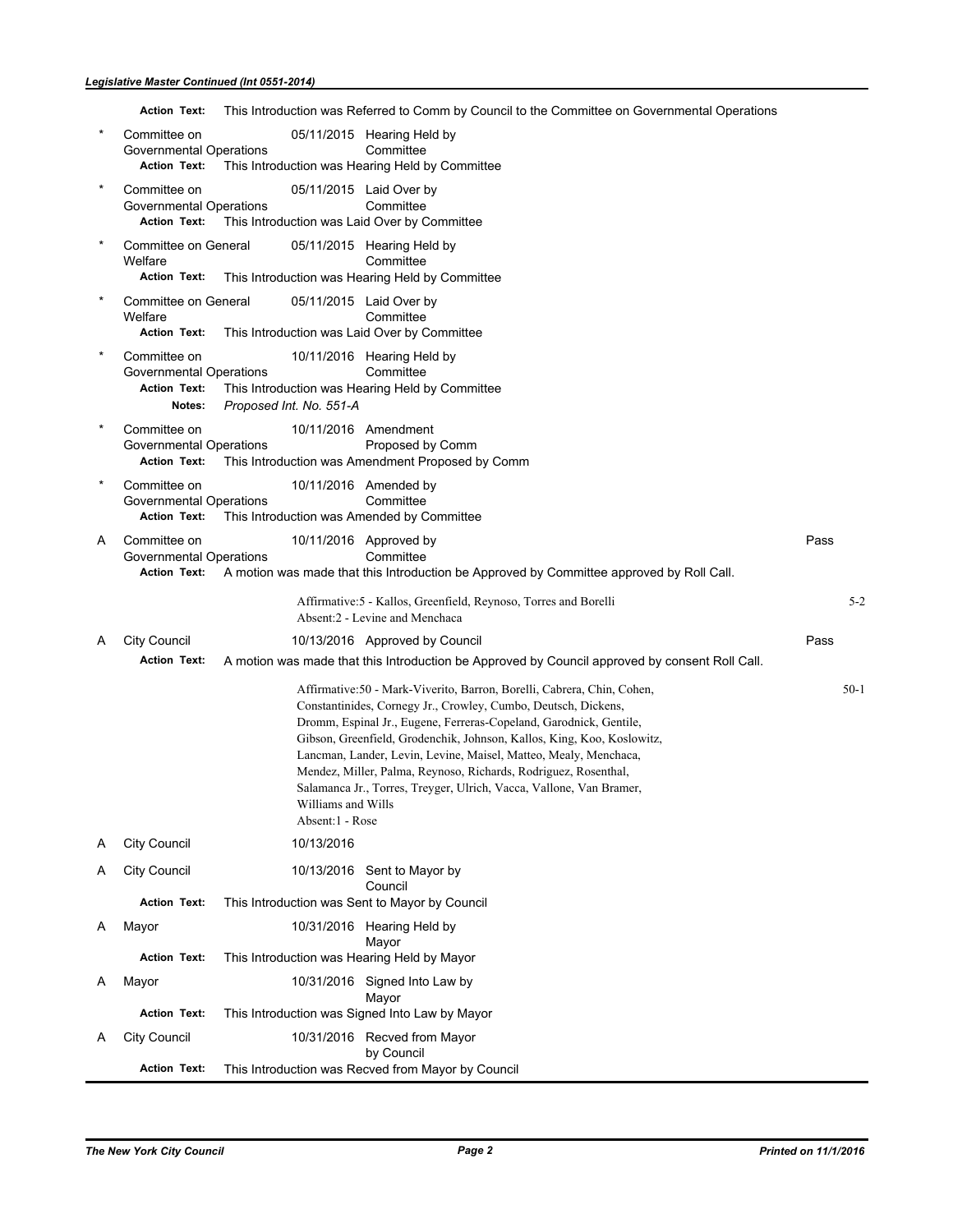*Legislative Master Continued (Int 0551-2014)*

| | | | | | |
|---|---|---|---|---|---|
| | **Action Text:** This Introduction was Referred to Comm by Council to the Committee on Governmental Operations | | | | |
| * | Committee on Governmental Operations | 05/11/2015 | Hearing Held by Committee | | |
| | **Action Text:** This Introduction was Hearing Held by Committee | | | | |
| * | Committee on Governmental Operations | 05/11/2015 | Laid Over by Committee | | |
| | **Action Text:** This Introduction was Laid Over by Committee | | | | |
| * | Committee on General Welfare | 05/11/2015 | Hearing Held by Committee | | |
| | **Action Text:** This Introduction was Hearing Held by Committee | | | | |
| * | Committee on General Welfare | 05/11/2015 | Laid Over by Committee | | |
| | **Action Text:** This Introduction was Laid Over by Committee | | | | |
| * | Committee on Governmental Operations | 10/11/2016 | Hearing Held by Committee | | |
| | **Action Text:** This Introduction was Hearing Held by Committee | | | | |
| | **Notes:** *Proposed Int. No. 551-A* | | | | |
| * | Committee on Governmental Operations | 10/11/2016 | Amendment Proposed by Comm | | |
| | **Action Text:** This Introduction was Amendment Proposed by Comm | | | | |
| * | Committee on Governmental Operations | 10/11/2016 | Amended by Committee | | |
| | **Action Text:** This Introduction was Amended by Committee | | | | |
| A | Committee on Governmental Operations | 10/11/2016 | Approved by Committee | Pass | |
| | **Action Text:** A motion was made that this Introduction be Approved by Committee approved by Roll Call. | | | | |
| | | | Affirmative:5 - Kallos, Greenfield, Reynoso, Torres and Borelli<br>Absent:2 - Levine and Menchaca | | 5-2 |
| A | City Council | 10/13/2016 | Approved by Council | Pass | |
| | **Action Text:** A motion was made that this Introduction be Approved by Council approved by consent Roll Call. | | | | |
| | | | Affirmative:50 - Mark-Viverito, Barron, Borelli, Cabrera, Chin, Cohen, Constantinides, Cornegy Jr., Crowley, Cumbo, Deutsch, Dickens, Dromm, Espinal Jr., Eugene, Ferreras-Copeland, Garodnick, Gentile, Gibson, Greenfield, Grodenchik, Johnson, Kallos, King, Koo, Koslowitz, Lancman, Lander, Levin, Levine, Maisel, Matteo, Mealy, Menchaca, Mendez, Miller, Palma, Reynoso, Richards, Rodriguez, Rosenthal, Salamanca Jr., Torres, Treyger, Ulrich, Vacca, Vallone, Van Bramer, Williams and Wills<br>Absent:1 - Rose | | 50-1 |
| A | City Council | 10/13/2016 | | | |
| A | City Council | 10/13/2016 | Sent to Mayor by Council | | |
| | **Action Text:** This Introduction was Sent to Mayor by Council | | | | |
| A | Mayor | 10/31/2016 | Hearing Held by Mayor | | |
| | **Action Text:** This Introduction was Hearing Held by Mayor | | | | |
| A | Mayor | 10/31/2016 | Signed Into Law by Mayor | | |
| | **Action Text:** This Introduction was Signed Into Law by Mayor | | | | |
| A | City Council | 10/31/2016 | Recved from Mayor by Council | | |
| | **Action Text:** This Introduction was Recved from Mayor by Council | | | | |